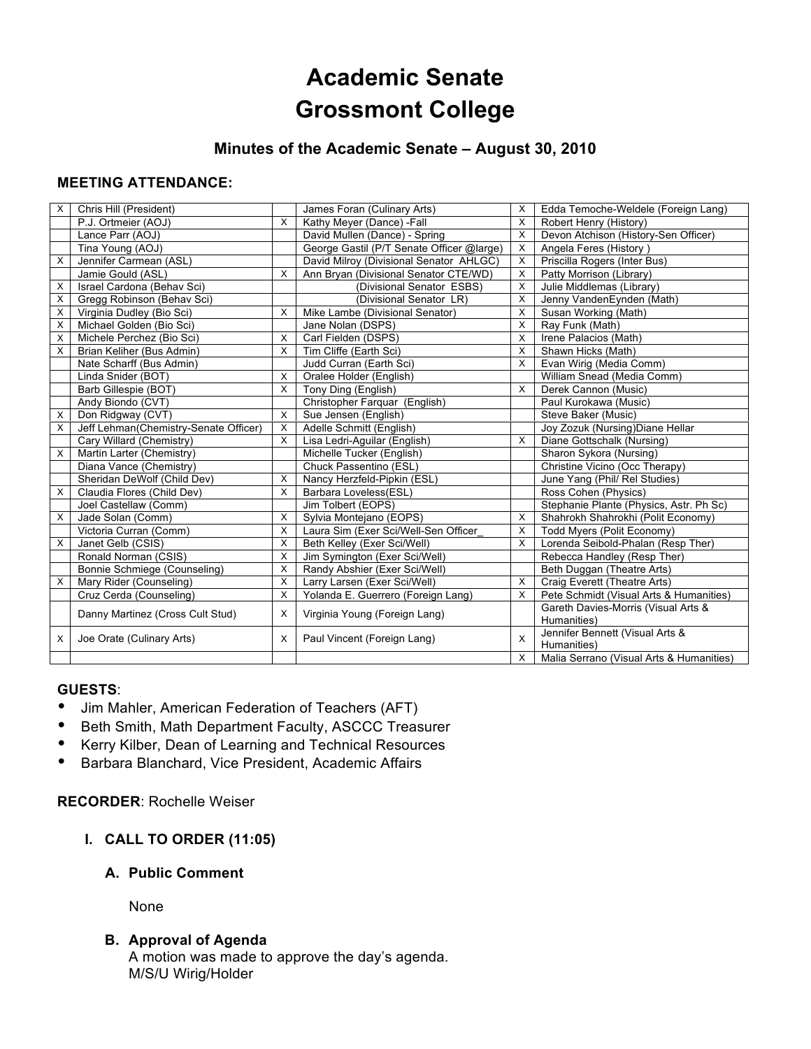# Academic Senate
# Grossmont College

### Minutes of the Academic Senate – August 30, 2010

**MEETING ATTENDANCE:**

| | | | | | |
|---|---|---|---|---|---|
| X | Chris Hill (President) | | James Foran (Culinary Arts) | X | Edda Temoche-Weldele (Foreign Lang) |
| | P.J. Ortmeier (AOJ) | X | Kathy Meyer (Dance) -Fall | X | Robert Henry (History) |
| | Lance Parr (AOJ) | | David Mullen (Dance) - Spring | X | Devon Atchison (History-Sen Officer) |
| | Tina Young (AOJ) | | George Gastil (P/T Senate Officer @large) | X | Angela Feres (History ) |
| X | Jennifer Carmean (ASL) | | David Milroy (Divisional Senator AHLGC) | X | Priscilla Rogers (Inter Bus) |
| | Jamie Gould (ASL) | X | Ann Bryan (Divisional Senator CTE/WD) | X | Patty Morrison (Library) |
| X | Israel Cardona (Behav Sci) | | (Divisional Senator ESBS) | X | Julie Middlemas (Library) |
| X | Gregg Robinson (Behav Sci) | | (Divisional Senator LR) | X | Jenny VandenEynden (Math) |
| X | Virginia Dudley (Bio Sci) | X | Mike Lambe (Divisional Senator) | X | Susan Working (Math) |
| X | Michael Golden (Bio Sci) | | Jane Nolan (DSPS) | X | Ray Funk (Math) |
| X | Michele Perchez (Bio Sci) | X | Carl Fielden (DSPS) | X | Irene Palacios (Math) |
| X | Brian Keliher (Bus Admin) | X | Tim Cliffe (Earth Sci) | X | Shawn Hicks (Math) |
| | Nate Scharff (Bus Admin) | | Judd Curran (Earth Sci) | X | Evan Wirig (Media Comm) |
| | Linda Snider (BOT) | X | Oralee Holder (English) | | William Snead (Media Comm) |
| | Barb Gillespie (BOT) | X | Tony Ding (English) | X | Derek Cannon (Music) |
| | Andy Biondo (CVT) | | Christopher Farquar (English) | | Paul Kurokawa (Music) |
| X | Don Ridgway (CVT) | X | Sue Jensen (English) | | Steve Baker (Music) |
| X | Jeff Lehman(Chemistry-Senate Officer) | X | Adelle Schmitt (English) | | Joy Zozuk (Nursing)Diane Hellar |
| | Cary Willard (Chemistry) | X | Lisa Ledri-Aguilar (English) | X | Diane Gottschalk (Nursing) |
| X | Martin Larter (Chemistry) | | Michelle Tucker (English) | | Sharon Sykora (Nursing) |
| | Diana Vance (Chemistry) | | Chuck Passentino (ESL) | | Christine Vicino (Occ Therapy) |
| | Sheridan DeWolf (Child Dev) | X | Nancy Herzfeld-Pipkin (ESL) | | June Yang (Phil/ Rel Studies) |
| X | Claudia Flores (Child Dev) | X | Barbara Loveless(ESL) | | Ross Cohen (Physics) |
| | Joel Castellaw (Comm) | | Jim Tolbert (EOPS) | | Stephanie Plante (Physics, Astr. Ph Sc) |
| X | Jade Solan (Comm) | X | Sylvia Montejano (EOPS) | X | Shahrokh Shahrokhi (Polit Economy) |
| | Victoria Curran (Comm) | X | Laura Sim (Exer Sci/Well-Sen Officer_ | X | Todd Myers (Polit Economy) |
| X | Janet Gelb (CSIS) | X | Beth Kelley (Exer Sci/Well) | X | Lorenda Seibold-Phalan (Resp Ther) |
| | Ronald Norman (CSIS) | X | Jim Symington (Exer Sci/Well) | | Rebecca Handley (Resp Ther) |
| | Bonnie Schmiege (Counseling) | X | Randy Abshier (Exer Sci/Well) | | Beth Duggan (Theatre Arts) |
| X | Mary Rider (Counseling) | X | Larry Larsen (Exer Sci/Well) | X | Craig Everett (Theatre Arts) |
| | Cruz Cerda (Counseling) | X | Yolanda E. Guerrero (Foreign Lang) | X | Pete Schmidt (Visual Arts & Humanities) |
| | Danny Martinez (Cross Cult Stud) | X | Virginia Young (Foreign Lang) | | Gareth Davies-Morris (Visual Arts & Humanities) |
| X | Joe Orate (Culinary Arts) | X | Paul Vincent (Foreign Lang) | X | Jennifer Bennett (Visual Arts & Humanities) |
| | | | | X | Malia Serrano (Visual Arts & Humanities) |

**GUESTS**:

- Jim Mahler, American Federation of Teachers (AFT)
- Beth Smith, Math Department Faculty, ASCCC Treasurer
- Kerry Kilber, Dean of Learning and Technical Resources
- Barbara Blanchard, Vice President, Academic Affairs

**RECORDER**: Rochelle Weiser

## I. CALL TO ORDER (11:05)

### A. Public Comment

None

### B. Approval of Agenda

A motion was made to approve the day's agenda.
M/S/U Wirig/Holder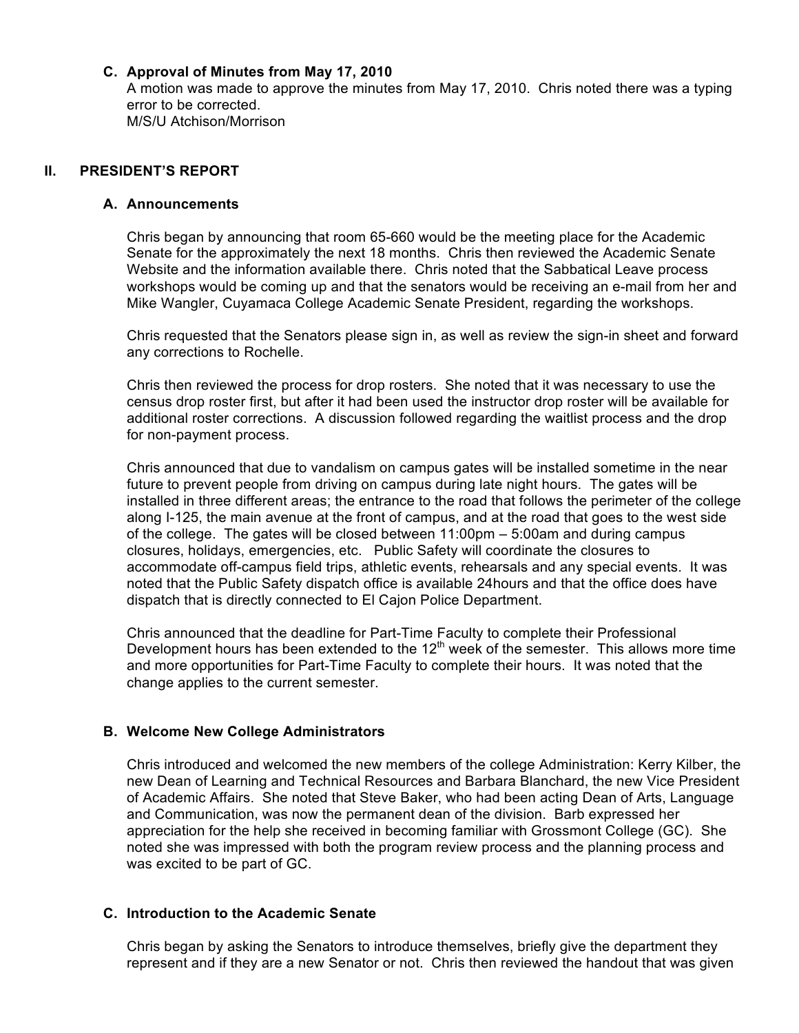### C. Approval of Minutes from May 17, 2010

A motion was made to approve the minutes from May 17, 2010. Chris noted there was a typing error to be corrected.
M/S/U Atchison/Morrison

## II. PRESIDENT'S REPORT

### A. Announcements

Chris began by announcing that room 65-660 would be the meeting place for the Academic Senate for the approximately the next 18 months. Chris then reviewed the Academic Senate Website and the information available there. Chris noted that the Sabbatical Leave process workshops would be coming up and that the senators would be receiving an e-mail from her and Mike Wangler, Cuyamaca College Academic Senate President, regarding the workshops.

Chris requested that the Senators please sign in, as well as review the sign-in sheet and forward any corrections to Rochelle.

Chris then reviewed the process for drop rosters. She noted that it was necessary to use the census drop roster first, but after it had been used the instructor drop roster will be available for additional roster corrections. A discussion followed regarding the waitlist process and the drop for non-payment process.

Chris announced that due to vandalism on campus gates will be installed sometime in the near future to prevent people from driving on campus during late night hours. The gates will be installed in three different areas; the entrance to the road that follows the perimeter of the college along I-125, the main avenue at the front of campus, and at the road that goes to the west side of the college. The gates will be closed between 11:00pm – 5:00am and during campus closures, holidays, emergencies, etc. Public Safety will coordinate the closures to accommodate off-campus field trips, athletic events, rehearsals and any special events. It was noted that the Public Safety dispatch office is available 24hours and that the office does have dispatch that is directly connected to El Cajon Police Department.

Chris announced that the deadline for Part-Time Faculty to complete their Professional Development hours has been extended to the 12th week of the semester. This allows more time and more opportunities for Part-Time Faculty to complete their hours. It was noted that the change applies to the current semester.

### B. Welcome New College Administrators

Chris introduced and welcomed the new members of the college Administration: Kerry Kilber, the new Dean of Learning and Technical Resources and Barbara Blanchard, the new Vice President of Academic Affairs. She noted that Steve Baker, who had been acting Dean of Arts, Language and Communication, was now the permanent dean of the division. Barb expressed her appreciation for the help she received in becoming familiar with Grossmont College (GC). She noted she was impressed with both the program review process and the planning process and was excited to be part of GC.

### C. Introduction to the Academic Senate

Chris began by asking the Senators to introduce themselves, briefly give the department they represent and if they are a new Senator or not. Chris then reviewed the handout that was given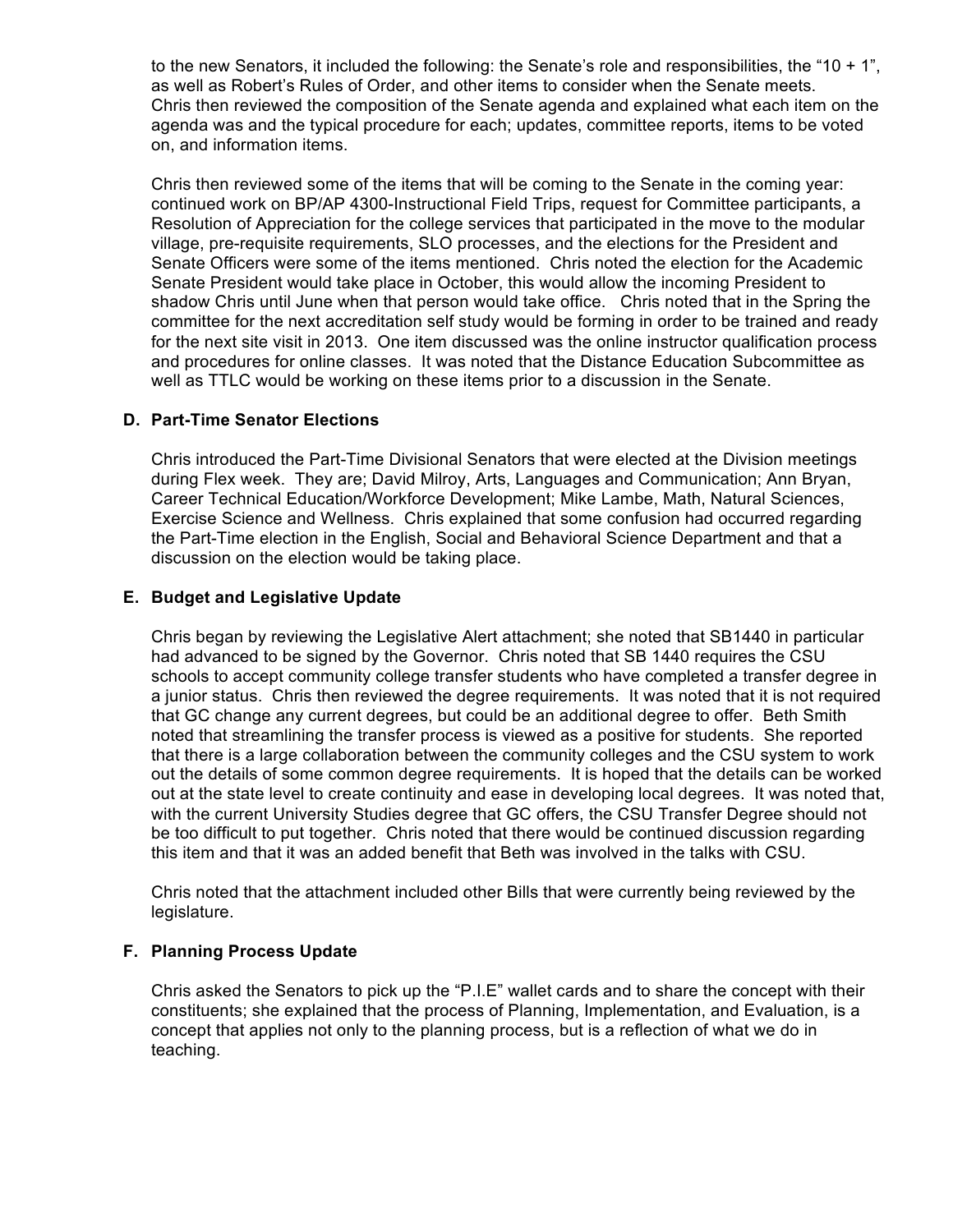to the new Senators, it included the following: the Senate's role and responsibilities, the "10 + 1", as well as Robert's Rules of Order, and other items to consider when the Senate meets. Chris then reviewed the composition of the Senate agenda and explained what each item on the agenda was and the typical procedure for each; updates, committee reports, items to be voted on, and information items.

Chris then reviewed some of the items that will be coming to the Senate in the coming year: continued work on BP/AP 4300-Instructional Field Trips, request for Committee participants, a Resolution of Appreciation for the college services that participated in the move to the modular village, pre-requisite requirements, SLO processes, and the elections for the President and Senate Officers were some of the items mentioned. Chris noted the election for the Academic Senate President would take place in October, this would allow the incoming President to shadow Chris until June when that person would take office. Chris noted that in the Spring the committee for the next accreditation self study would be forming in order to be trained and ready for the next site visit in 2013. One item discussed was the online instructor qualification process and procedures for online classes. It was noted that the Distance Education Subcommittee as well as TTLC would be working on these items prior to a discussion in the Senate.

### D. Part-Time Senator Elections

Chris introduced the Part-Time Divisional Senators that were elected at the Division meetings during Flex week. They are; David Milroy, Arts, Languages and Communication; Ann Bryan, Career Technical Education/Workforce Development; Mike Lambe, Math, Natural Sciences, Exercise Science and Wellness. Chris explained that some confusion had occurred regarding the Part-Time election in the English, Social and Behavioral Science Department and that a discussion on the election would be taking place.

### E. Budget and Legislative Update

Chris began by reviewing the Legislative Alert attachment; she noted that SB1440 in particular had advanced to be signed by the Governor. Chris noted that SB 1440 requires the CSU schools to accept community college transfer students who have completed a transfer degree in a junior status. Chris then reviewed the degree requirements. It was noted that it is not required that GC change any current degrees, but could be an additional degree to offer. Beth Smith noted that streamlining the transfer process is viewed as a positive for students. She reported that there is a large collaboration between the community colleges and the CSU system to work out the details of some common degree requirements. It is hoped that the details can be worked out at the state level to create continuity and ease in developing local degrees. It was noted that, with the current University Studies degree that GC offers, the CSU Transfer Degree should not be too difficult to put together. Chris noted that there would be continued discussion regarding this item and that it was an added benefit that Beth was involved in the talks with CSU.

Chris noted that the attachment included other Bills that were currently being reviewed by the legislature.

### F. Planning Process Update

Chris asked the Senators to pick up the "P.I.E" wallet cards and to share the concept with their constituents; she explained that the process of Planning, Implementation, and Evaluation, is a concept that applies not only to the planning process, but is a reflection of what we do in teaching.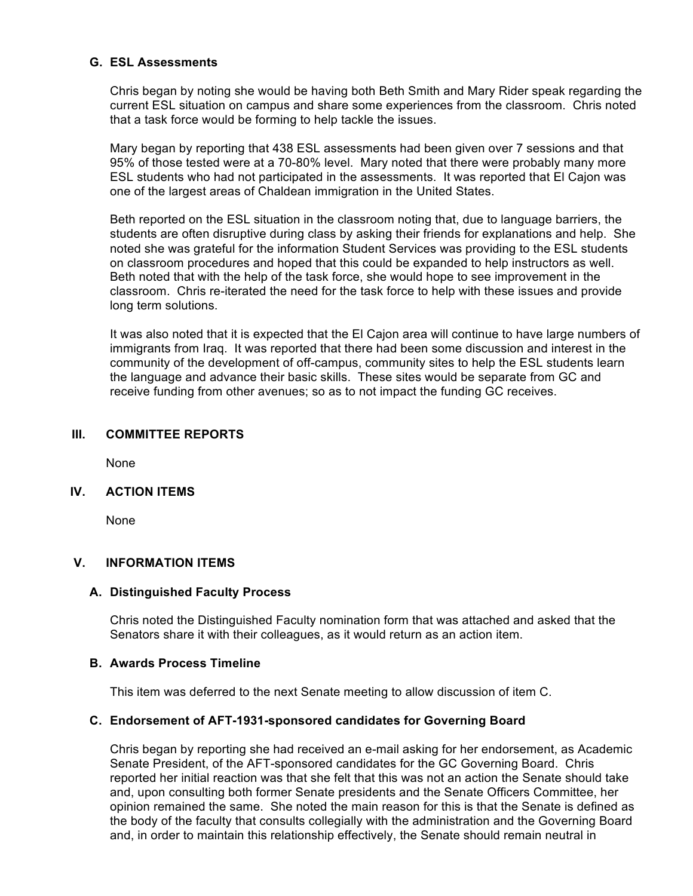### G. ESL Assessments

Chris began by noting she would be having both Beth Smith and Mary Rider speak regarding the current ESL situation on campus and share some experiences from the classroom. Chris noted that a task force would be forming to help tackle the issues.

Mary began by reporting that 438 ESL assessments had been given over 7 sessions and that 95% of those tested were at a 70-80% level. Mary noted that there were probably many more ESL students who had not participated in the assessments. It was reported that El Cajon was one of the largest areas of Chaldean immigration in the United States.

Beth reported on the ESL situation in the classroom noting that, due to language barriers, the students are often disruptive during class by asking their friends for explanations and help. She noted she was grateful for the information Student Services was providing to the ESL students on classroom procedures and hoped that this could be expanded to help instructors as well. Beth noted that with the help of the task force, she would hope to see improvement in the classroom. Chris re-iterated the need for the task force to help with these issues and provide long term solutions.

It was also noted that it is expected that the El Cajon area will continue to have large numbers of immigrants from Iraq. It was reported that there had been some discussion and interest in the community of the development of off-campus, community sites to help the ESL students learn the language and advance their basic skills. These sites would be separate from GC and receive funding from other avenues; so as to not impact the funding GC receives.

## III. COMMITTEE REPORTS

None

## IV. ACTION ITEMS

None

## V. INFORMATION ITEMS

### A. Distinguished Faculty Process

Chris noted the Distinguished Faculty nomination form that was attached and asked that the Senators share it with their colleagues, as it would return as an action item.

### B. Awards Process Timeline

This item was deferred to the next Senate meeting to allow discussion of item C.

### C. Endorsement of AFT-1931-sponsored candidates for Governing Board

Chris began by reporting she had received an e-mail asking for her endorsement, as Academic Senate President, of the AFT-sponsored candidates for the GC Governing Board. Chris reported her initial reaction was that she felt that this was not an action the Senate should take and, upon consulting both former Senate presidents and the Senate Officers Committee, her opinion remained the same. She noted the main reason for this is that the Senate is defined as the body of the faculty that consults collegially with the administration and the Governing Board and, in order to maintain this relationship effectively, the Senate should remain neutral in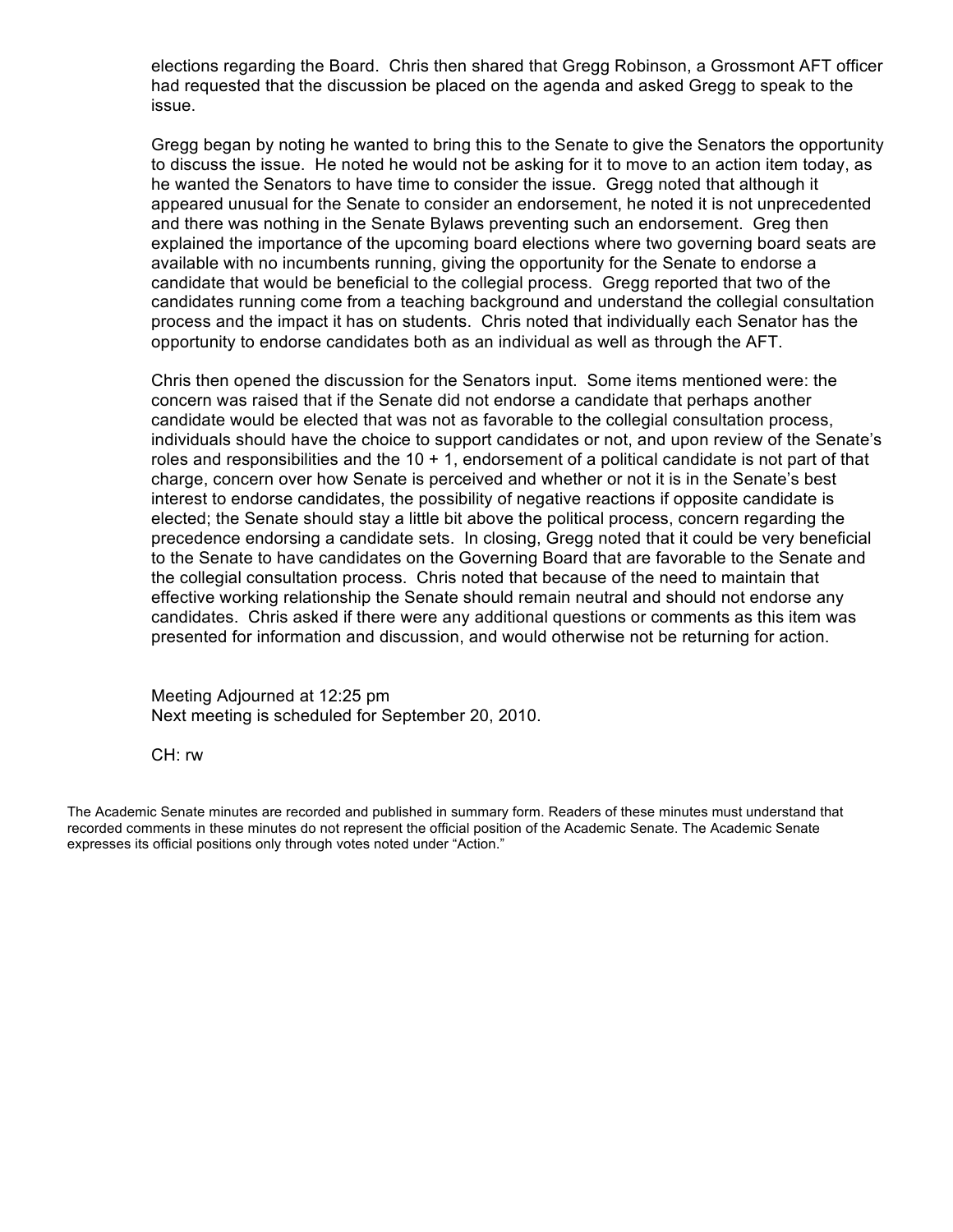elections regarding the Board. Chris then shared that Gregg Robinson, a Grossmont AFT officer had requested that the discussion be placed on the agenda and asked Gregg to speak to the issue.

Gregg began by noting he wanted to bring this to the Senate to give the Senators the opportunity to discuss the issue. He noted he would not be asking for it to move to an action item today, as he wanted the Senators to have time to consider the issue. Gregg noted that although it appeared unusual for the Senate to consider an endorsement, he noted it is not unprecedented and there was nothing in the Senate Bylaws preventing such an endorsement. Greg then explained the importance of the upcoming board elections where two governing board seats are available with no incumbents running, giving the opportunity for the Senate to endorse a candidate that would be beneficial to the collegial process. Gregg reported that two of the candidates running come from a teaching background and understand the collegial consultation process and the impact it has on students. Chris noted that individually each Senator has the opportunity to endorse candidates both as an individual as well as through the AFT.

Chris then opened the discussion for the Senators input. Some items mentioned were: the concern was raised that if the Senate did not endorse a candidate that perhaps another candidate would be elected that was not as favorable to the collegial consultation process, individuals should have the choice to support candidates or not, and upon review of the Senate's roles and responsibilities and the 10 + 1, endorsement of a political candidate is not part of that charge, concern over how Senate is perceived and whether or not it is in the Senate's best interest to endorse candidates, the possibility of negative reactions if opposite candidate is elected; the Senate should stay a little bit above the political process, concern regarding the precedence endorsing a candidate sets. In closing, Gregg noted that it could be very beneficial to the Senate to have candidates on the Governing Board that are favorable to the Senate and the collegial consultation process. Chris noted that because of the need to maintain that effective working relationship the Senate should remain neutral and should not endorse any candidates. Chris asked if there were any additional questions or comments as this item was presented for information and discussion, and would otherwise not be returning for action.

Meeting Adjourned at 12:25 pm
Next meeting is scheduled for September 20, 2010.

CH: rw

The Academic Senate minutes are recorded and published in summary form. Readers of these minutes must understand that recorded comments in these minutes do not represent the official position of the Academic Senate. The Academic Senate expresses its official positions only through votes noted under "Action."